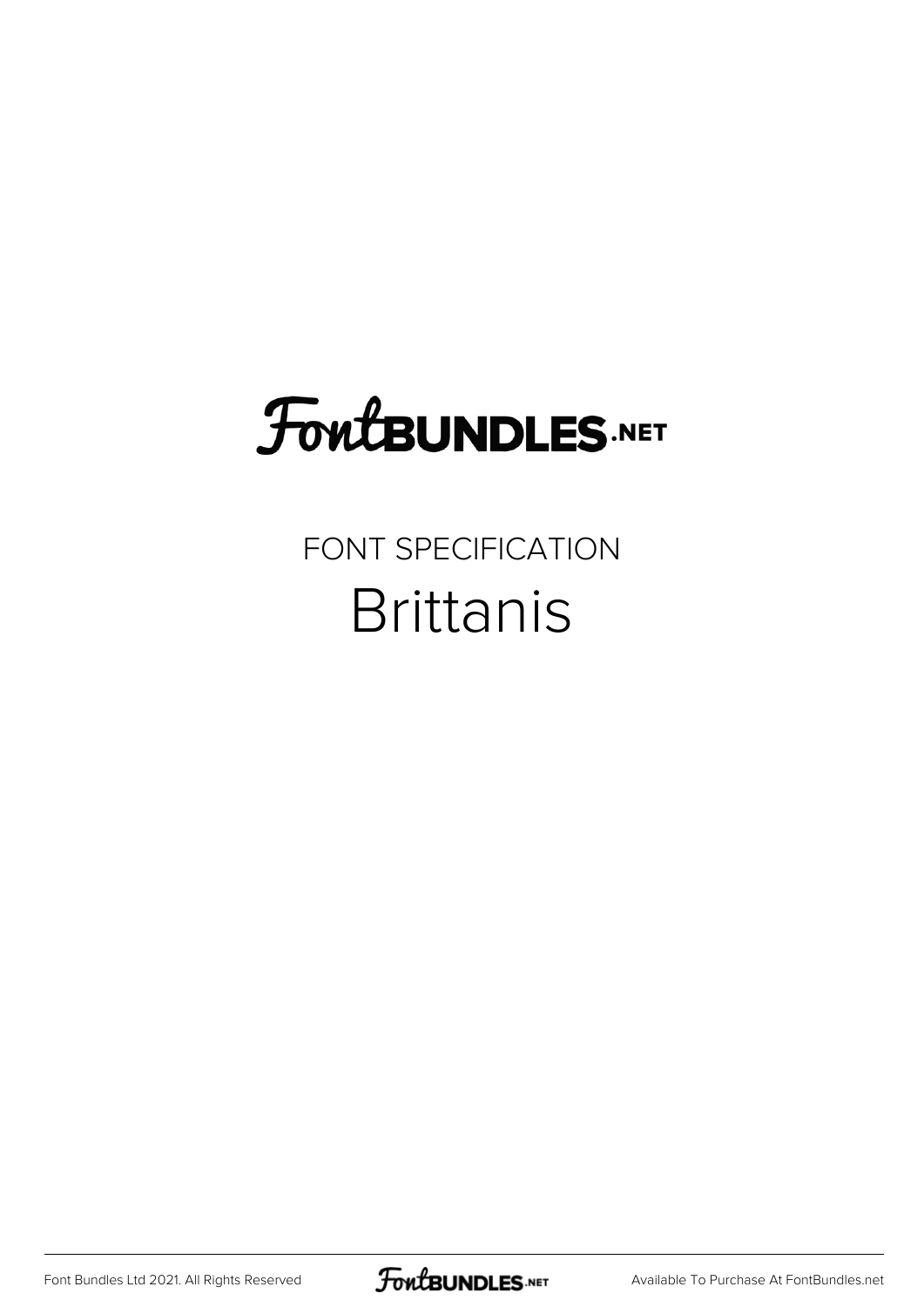# FontBUNDLES.NET

FONT SPECIFICATION

## Brittanis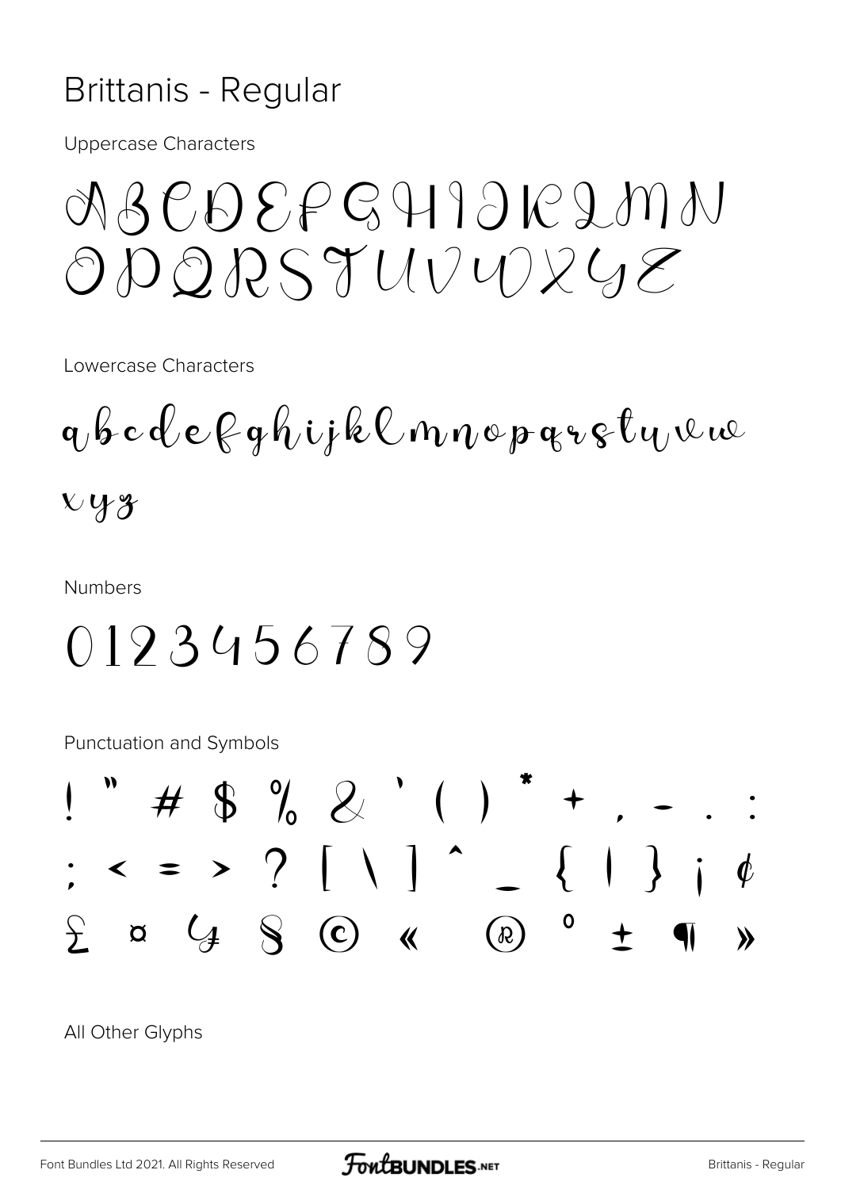# Brittanis - Regular

Uppercase Characters

ABCDEFGHIJKLMN
OPQRSTUVWXYZ

Lowercase Characters

abcdefghijklmnopqrstuvw
xyz

Numbers

0123456789

Punctuation and Symbols

! " # $ % & ' ( ) * + , - . :
; < = > ? [ \ ] ^ _ { | } ¡ ¢
£ ¤ ¥ § © « ® ° ± ¶ »

All Other Glyphs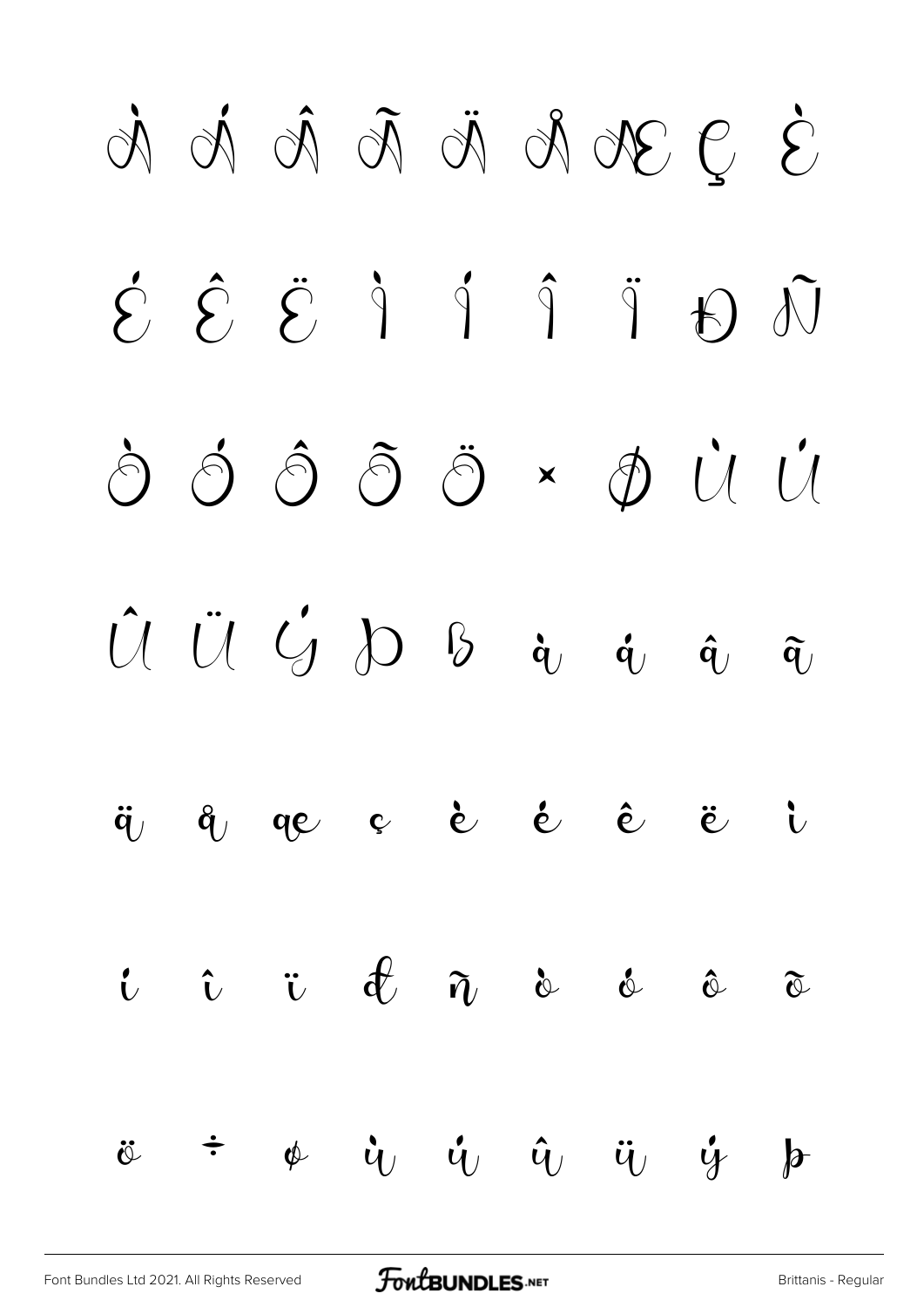À Á Â Ã Ä Å Æ Ç È

É Ê Ë Ì Í Î Ï Ð Ñ

Ò Ó Ô Õ Ö × Ø Ù Ú

Û Ü Ý Þ ß à á â ã

ä å æ ç è é ê ë ì

í î ï ð ñ ò ó ô õ

ö ÷ ø ù ú û ü ý þ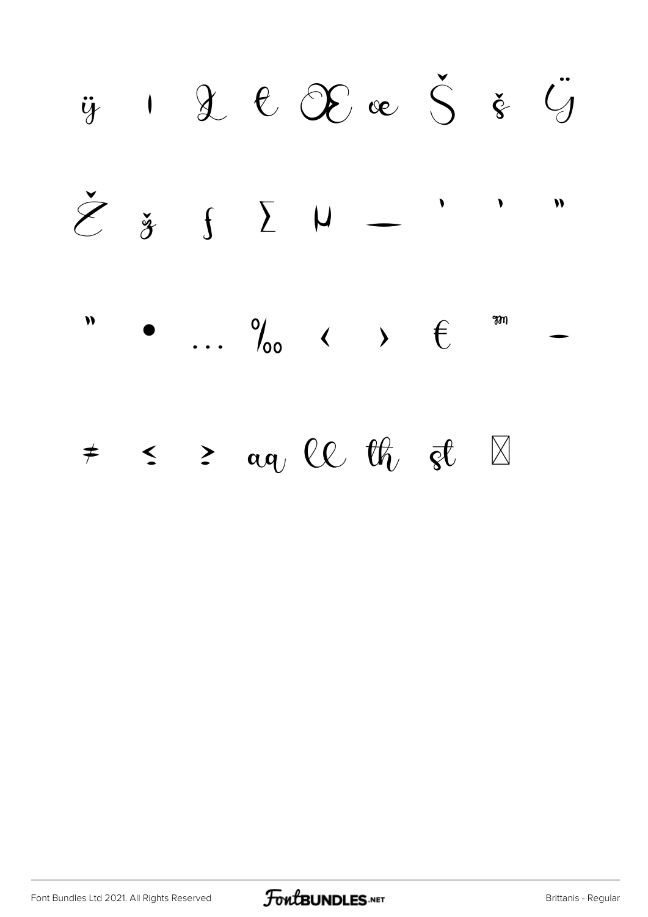ÿ ı Œ œ Š š Ÿ

Ž ž ƒ ∑ μ — ' ' "

" • … ‰ ‹ › € ™ –

≠ ≤ ≥ aa ll th st ☒